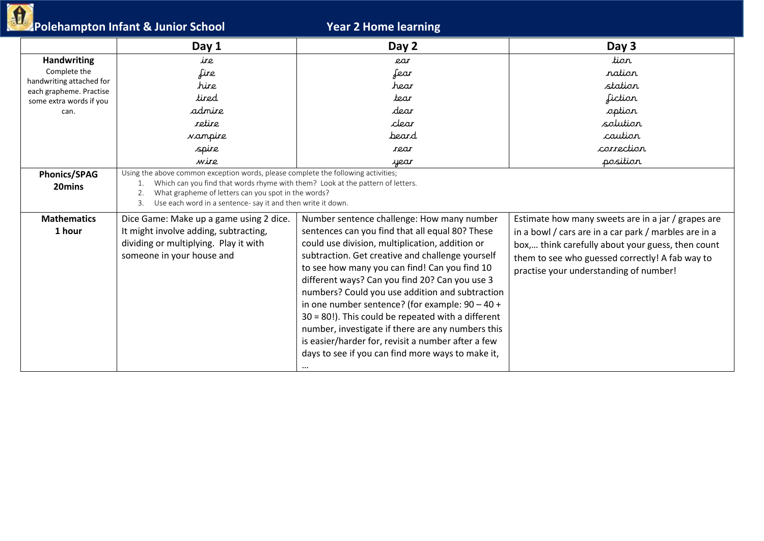# Polehampton Infant & Junior School

## Year 2 Home learning

| | Day 1 | Day 2 | Day 3 |
|---|---|---|---|
| **Handwriting**<br>Complete the handwriting attached for each grapheme. Practise some extra words if you can. | ire<br>fire<br>hire<br>tired<br>admire<br>retire<br>vampire<br>spire<br>wire | ear<br>fear<br>hear<br>tear<br>dear<br>clear<br>beard<br>rear<br>year | tion<br>nation<br>station<br>fiction<br>option<br>solution<br>caution<br>correction<br>position |
| **Phonics/SPAG**<br>**20mins** | Using the above common exception words, please complete the following activities;<br>1. Which can you find that words rhyme with them? Look at the pattern of letters.<br>2. What grapheme of letters can you spot in the words?<br>3. Use each word in a sentence- say it and then write it down. | | |
| **Mathematics**<br>**1 hour** | Dice Game: Make up a game using 2 dice. It might involve adding, subtracting, dividing or multiplying. Play it with someone in your house and | Number sentence challenge: How many number sentences can you find that all equal 80? These could use division, multiplication, addition or subtraction. Get creative and challenge yourself to see how many you can find! Can you find 10 different ways? Can you find 20? Can you use 3 numbers? Could you use addition and subtraction in one number sentence? (for example: 90 – 40 + 30 = 80!). This could be repeated with a different number, investigate if there are any numbers this is easier/harder for, revisit a number after a few days to see if you can find more ways to make it, … | Estimate how many sweets are in a jar / grapes are in a bowl / cars are in a car park / marbles are in a box,… think carefully about your guess, then count them to see who guessed correctly! A fab way to practise your understanding of number! |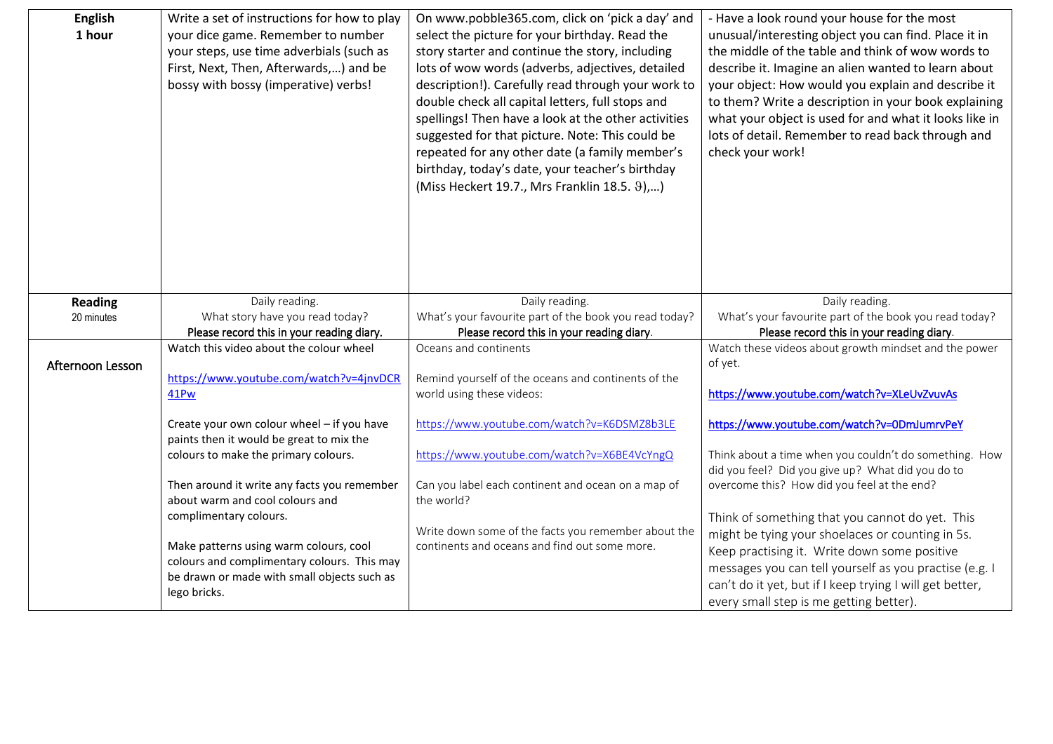| | | | |
|---|---|---|---|
| **English** **1 hour** | Write a set of instructions for how to play your dice game. Remember to number your steps, use time adverbials (such as First, Next, Then, Afterwards,…) and be bossy with bossy (imperative) verbs! | On www.pobble365.com, click on 'pick a day' and select the picture for your birthday. Read the story starter and continue the story, including lots of wow words (adverbs, adjectives, detailed description!). Carefully read through your work to double check all capital letters, full stops and spellings! Then have a look at the other activities suggested for that picture. Note: This could be repeated for any other date (a family member's birthday, today's date, your teacher's birthday (Miss Heckert 19.7., Mrs Franklin 18.5. ☺),…) | - Have a look round your house for the most unusual/interesting object you can find. Place it in the middle of the table and think of wow words to describe it. Imagine an alien wanted to learn about your object: How would you explain and describe it to them? Write a description in your book explaining what your object is used for and what it looks like in lots of detail. Remember to read back through and check your work! |
| **Reading** 20 minutes | Daily reading.<br>What story have you read today?<br>Please record this in your reading diary. | Daily reading.<br>What's your favourite part of the book you read today?<br>Please record this in your reading diary. | Daily reading.<br>What's your favourite part of the book you read today?<br>Please record this in your reading diary. |
| Afternoon Lesson | Watch this video about the colour wheel<br><br>https://www.youtube.com/watch?v=4jnvDCR41Pw<br><br>Create your own colour wheel – if you have paints then it would be great to mix the colours to make the primary colours.<br><br>Then around it write any facts you remember about warm and cool colours and complimentary colours.<br><br>Make patterns using warm colours, cool colours and complimentary colours. This may be drawn or made with small objects such as lego bricks. | Oceans and continents<br><br>Remind yourself of the oceans and continents of the world using these videos:<br><br>https://www.youtube.com/watch?v=K6DSMZ8b3LE<br><br>https://www.youtube.com/watch?v=X6BE4VcYngQ<br><br>Can you label each continent and ocean on a map of the world?<br><br>Write down some of the facts you remember about the continents and oceans and find out some more. | Watch these videos about growth mindset and the power of yet.<br><br>https://www.youtube.com/watch?v=XLeUvZvuvAs<br><br>https://www.youtube.com/watch?v=0DmJumrvPeY<br><br>Think about a time when you couldn't do something. How did you feel? Did you give up? What did you do to overcome this? How did you feel at the end?<br><br>Think of something that you cannot do yet. This might be tying your shoelaces or counting in 5s. Keep practising it. Write down some positive messages you can tell yourself as you practise (e.g. I can't do it yet, but if I keep trying I will get better, every small step is me getting better). |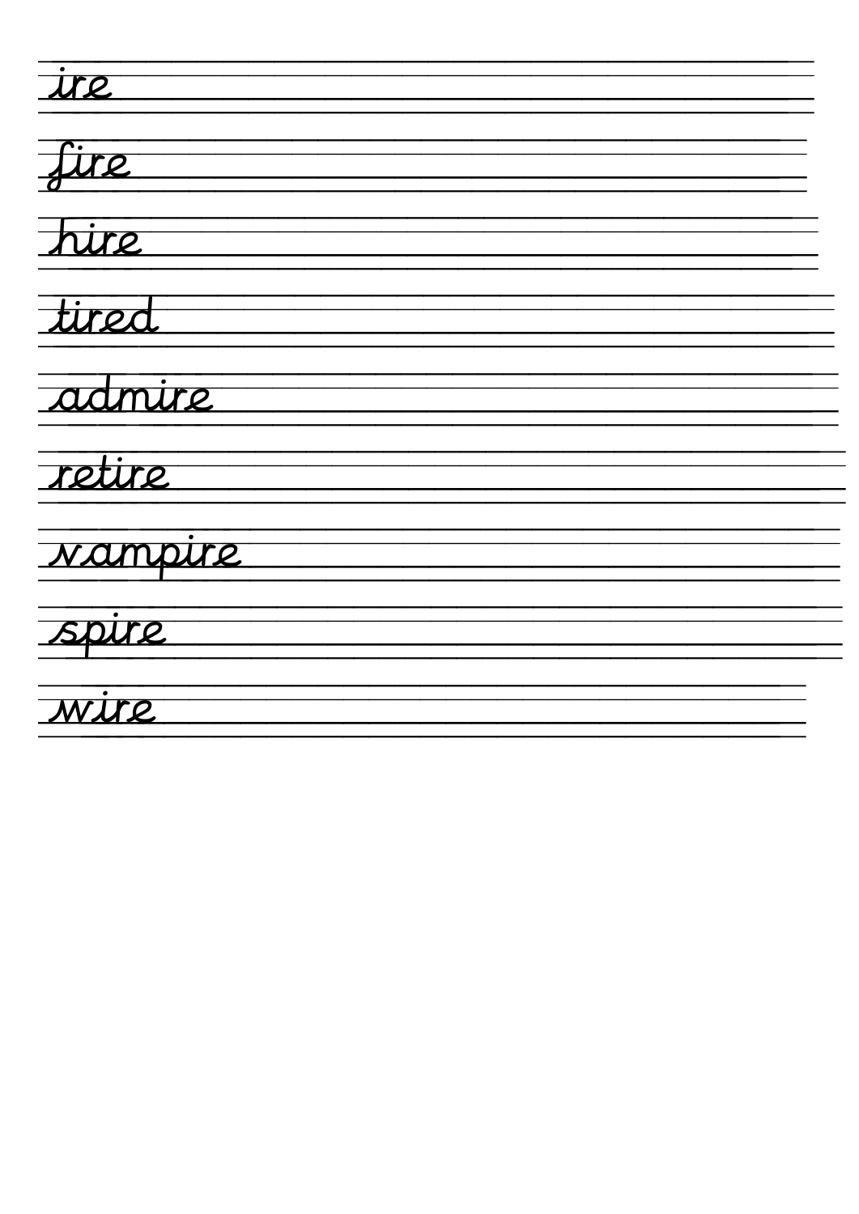ire

fire

hire

tired

admire

retire

vampire

spire

wire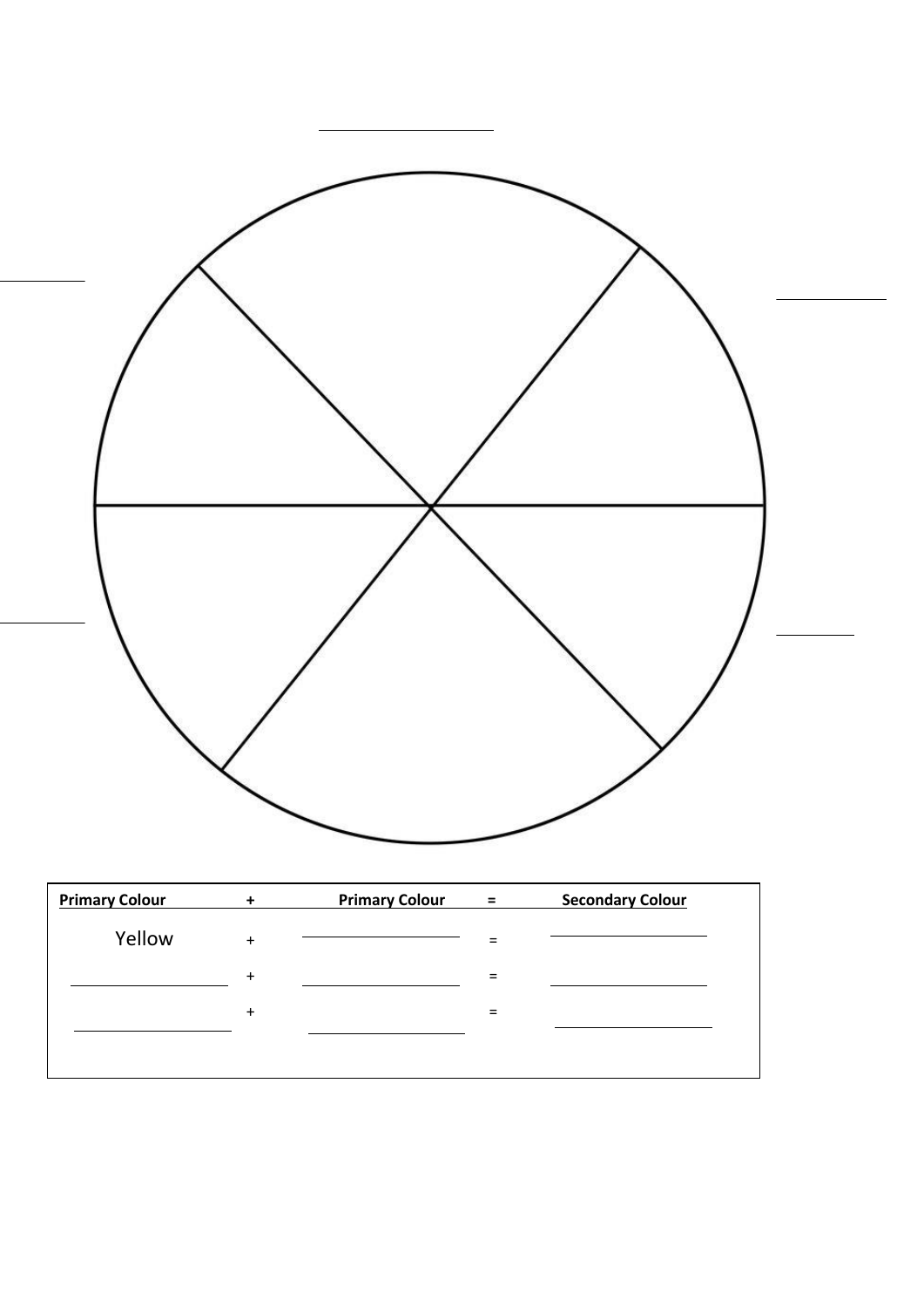| Primary Colour | + | Primary Colour | = | Secondary Colour |
|---|---|---|---|---|
| Yellow | + | ________ | = | ________ |
| ________ | + | ________ | = | ________ |
| ________ | + | ________ | = | ________ |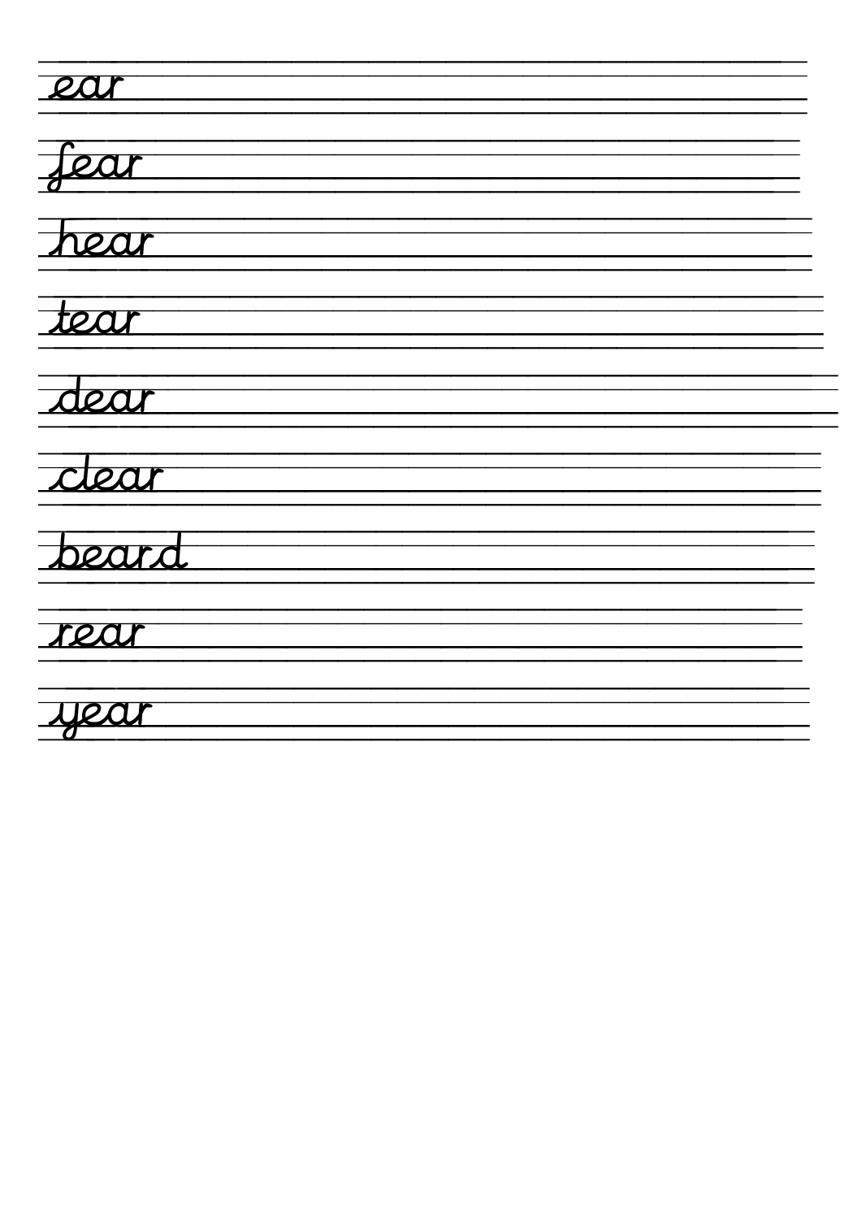ear

fear

hear

tear

dear

clear

beard

rear

year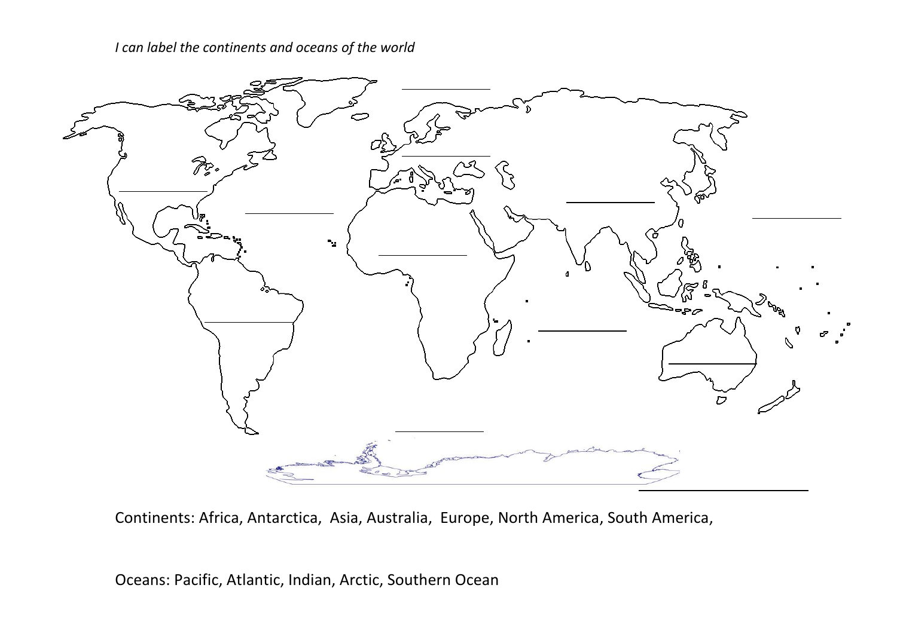*I can label the continents and oceans of the world*

Continents: Africa, Antarctica, Asia, Australia, Europe, North America, South America,

Oceans: Pacific, Atlantic, Indian, Arctic, Southern Ocean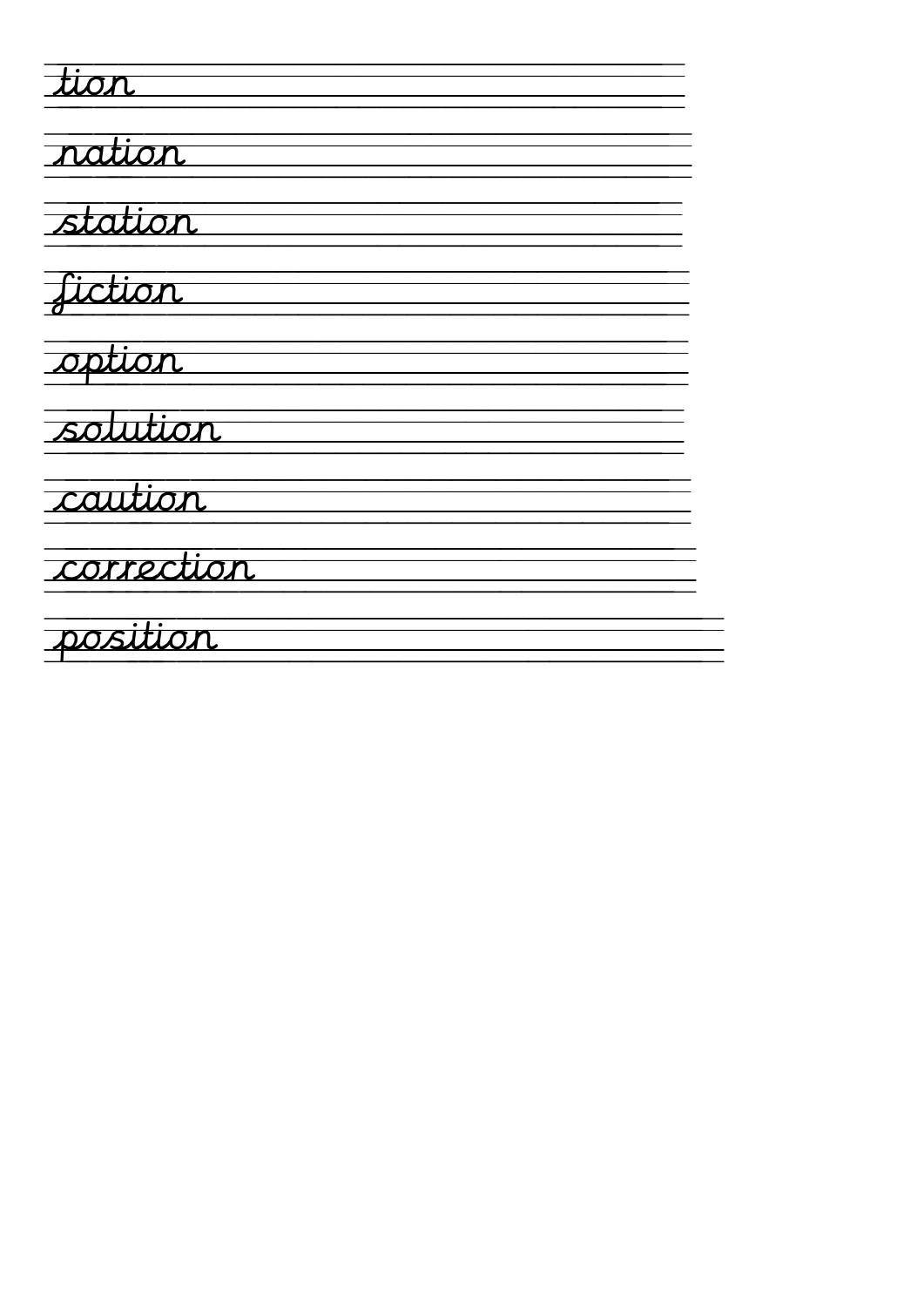tion

nation

station

fiction

option

solution

caution

correction

position